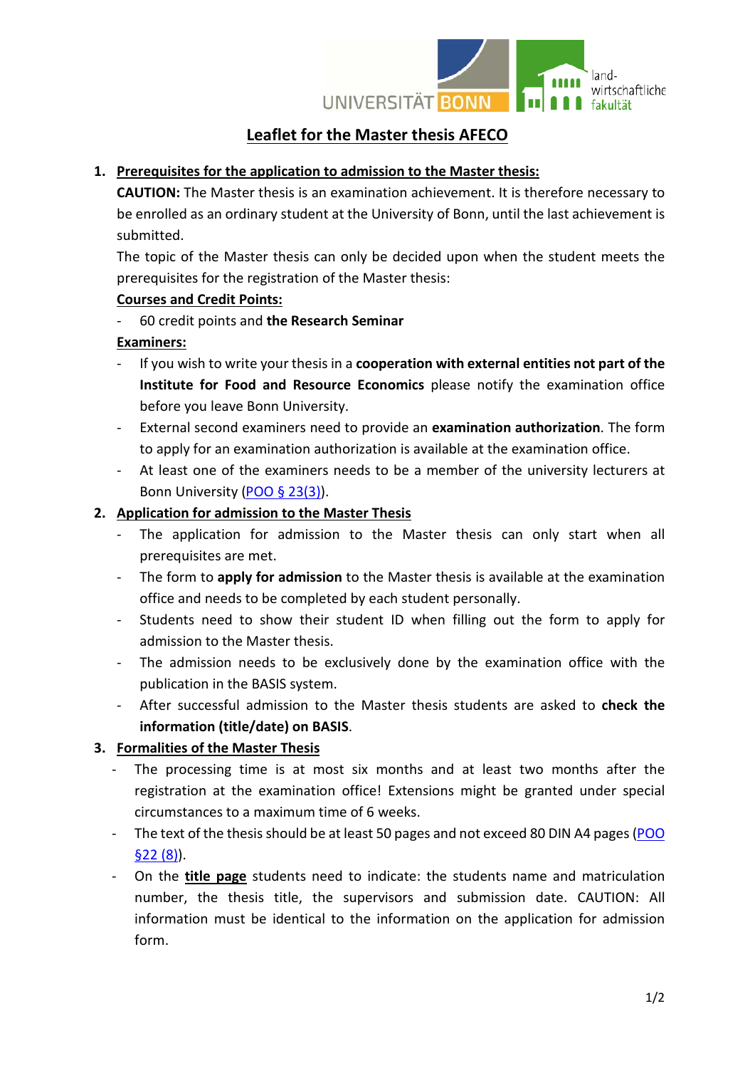# Leaflet for the Master thesis AFECO

## 1. Prerequisites for the application to admission to the Master thesis:

**CAUTION:** The Master thesis is an examination achievement. It is therefore necessary to be enrolled as an ordinary student at the University of Bonn, until the last achievement is submitted.

The topic of the Master thesis can only be decided upon when the student meets the prerequisites for the registration of the Master thesis:

**Courses and Credit Points:**

- 60 credit points and **the Research Seminar**

**Examiners:**

- If you wish to write your thesis in a **cooperation with external entities not part of the Institute for Food and Resource Economics** please notify the examination office before you leave Bonn University.
- External second examiners need to provide an **examination authorization**. The form to apply for an examination authorization is available at the examination office.
- At least one of the examiners needs to be a member of the university lecturers at Bonn University (POO § 23(3)).

## 2. Application for admission to the Master Thesis

- The application for admission to the Master thesis can only start when all prerequisites are met.
- The form to **apply for admission** to the Master thesis is available at the examination office and needs to be completed by each student personally.
- Students need to show their student ID when filling out the form to apply for admission to the Master thesis.
- The admission needs to be exclusively done by the examination office with the publication in the BASIS system.
- After successful admission to the Master thesis students are asked to **check the information (title/date) on BASIS**.

## 3. Formalities of the Master Thesis

- The processing time is at most six months and at least two months after the registration at the examination office! Extensions might be granted under special circumstances to a maximum time of 6 weeks.
- The text of the thesis should be at least 50 pages and not exceed 80 DIN A4 pages (POO §22 (8)).
- On the **title page** students need to indicate: the students name and matriculation number, the thesis title, the supervisors and submission date. CAUTION: All information must be identical to the information on the application for admission form.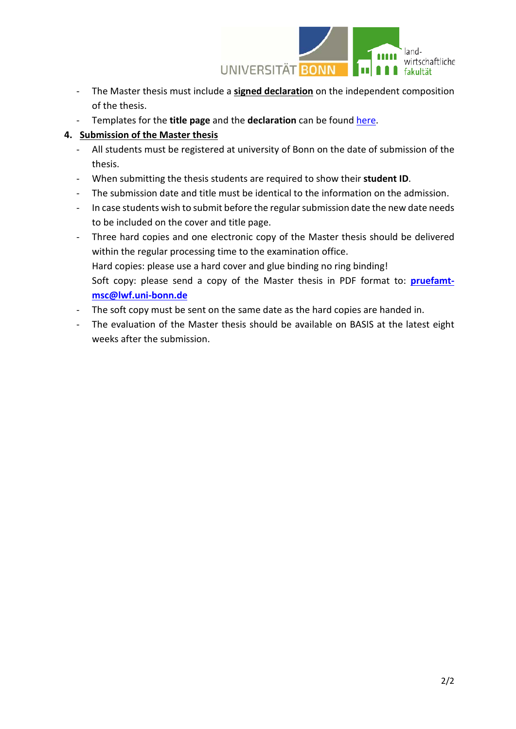- The Master thesis must include a **signed declaration** on the independent composition of the thesis.
- Templates for the **title page** and the **declaration** can be found here.

## 4. Submission of the Master thesis

- All students must be registered at university of Bonn on the date of submission of the thesis.
- When submitting the thesis students are required to show their **student ID**.
- The submission date and title must be identical to the information on the admission.
- In case students wish to submit before the regular submission date the new date needs to be included on the cover and title page.
- Three hard copies and one electronic copy of the Master thesis should be delivered within the regular processing time to the examination office.
  Hard copies: please use a hard cover and glue binding no ring binding!
  Soft copy: please send a copy of the Master thesis in PDF format to: **pruefamt-msc@lwf.uni-bonn.de**
- The soft copy must be sent on the same date as the hard copies are handed in.
- The evaluation of the Master thesis should be available on BASIS at the latest eight weeks after the submission.